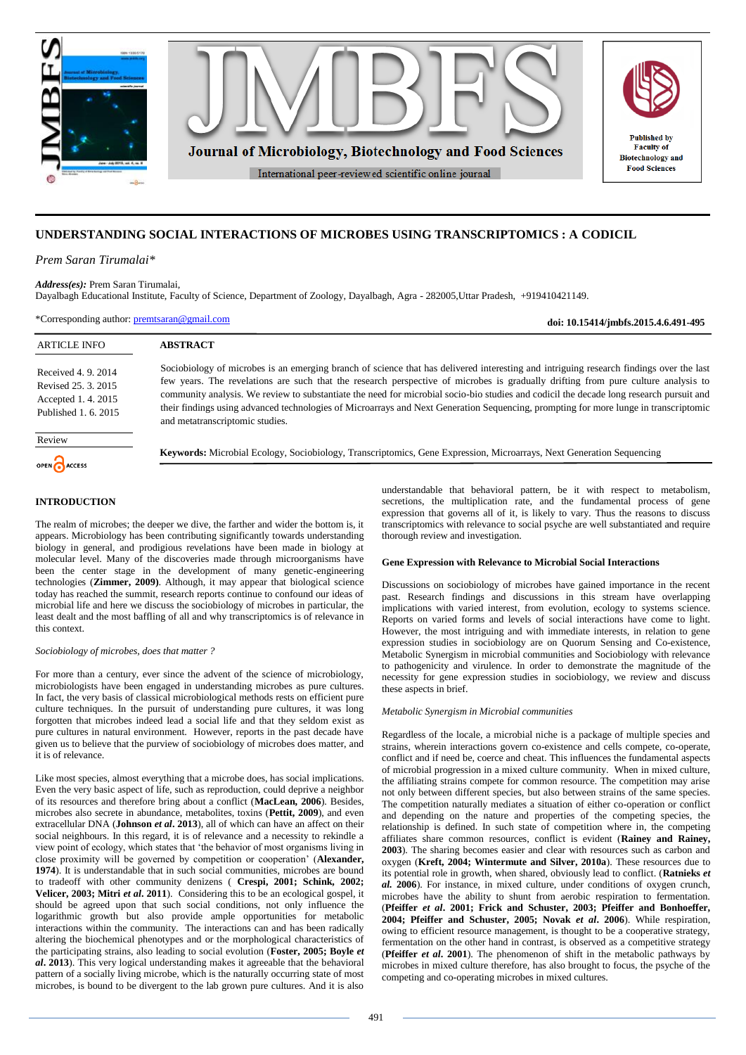# UNDERSTANDING SOCIAL INTERACTIONS OF MICROBES USING TRANSCRIPTOMICS : A CODICIL

*Prem Saran Tirumalai**

***Address(es):*** Prem Saran Tirumalai,
Dayalbagh Educational Institute, Faculty of Science, Department of Zoology, Dayalbagh, Agra - 282005,Uttar Pradesh, +919410421149.

*Corresponding author: premtsaran@gmail.com

**doi: 10.15414/jmbfs.2015.4.6.491-495**

| ARTICLE INFO | ABSTRACT |
|---|---|
| Received 4. 9. 2014<br>Revised 25. 3. 2015<br>Accepted 1. 4. 2015<br>Published 1. 6. 2015 | Sociobiology of microbes is an emerging branch of science that has delivered interesting and intriguing research findings over the last few years. The revelations are such that the research perspective of microbes is gradually drifting from pure culture analysis to community analysis. We review to substantiate the need for microbial socio-bio studies and codicil the decade long research pursuit and their findings using advanced technologies of Microarrays and Next Generation Sequencing, prompting for more lunge in transcriptomic and metatranscriptomic studies. |
| Review<br>OPEN ACCESS | **Keywords:** Microbial Ecology, Sociobiology, Transcriptomics, Gene Expression, Microarrays, Next Generation Sequencing |

## INTRODUCTION

The realm of microbes; the deeper we dive, the farther and wider the bottom is, it appears. Microbiology has been contributing significantly towards understanding biology in general, and prodigious revelations have been made in biology at molecular level. Many of the discoveries made through microorganisms have been the center stage in the development of many genetic-engineering technologies (**Zimmer, 2009**). Although, it may appear that biological science today has reached the summit, research reports continue to confound our ideas of microbial life and here we discuss the sociobiology of microbes in particular, the least dealt and the most baffling of all and why transcriptomics is of relevance in this context.

*Sociobiology of microbes, does that matter ?*

For more than a century, ever since the advent of the science of microbiology, microbiologists have been engaged in understanding microbes as pure cultures. In fact, the very basis of classical microbiological methods rests on efficient pure culture techniques. In the pursuit of understanding pure cultures, it was long forgotten that microbes indeed lead a social life and that they seldom exist as pure cultures in natural environment. However, reports in the past decade have given us to believe that the purview of sociobiology of microbes does matter, and it is of relevance.

Like most species, almost everything that a microbe does, has social implications. Even the very basic aspect of life, such as reproduction, could deprive a neighbor of its resources and therefore bring about a conflict (**MacLean, 2006**). Besides, microbes also secrete in abundance, metabolites, toxins (**Pettit, 2009**), and even extracellular DNA (**Johnson *et al*. 2013**), all of which can have an affect on their social neighbours. In this regard, it is of relevance and a necessity to rekindle a view point of ecology, which states that 'the behavior of most organisms living in close proximity will be governed by competition or cooperation' (**Alexander, 1974**). It is understandable that in such social communities, microbes are bound to tradeoff with other community denizens ( **Crespi, 2001; Schink, 2002; Velicer, 2003; Mitri *et al*. 2011**). Considering this to be an ecological gospel, it should be agreed upon that such social conditions, not only influence the logarithmic growth but also provide ample opportunities for metabolic interactions within the community. The interactions can and has been radically altering the biochemical phenotypes and or the morphological characteristics of the participating strains, also leading to social evolution (**Foster, 2005; Boyle *et al*. 2013**). This very logical understanding makes it agreeable that the behavioral pattern of a socially living microbe, which is the naturally occurring state of most microbes, is bound to be divergent to the lab grown pure cultures. And it is also understandable that behavioral pattern, be it with respect to metabolism, secretions, the multiplication rate, and the fundamental process of gene expression that governs all of it, is likely to vary. Thus the reasons to discuss transcriptomics with relevance to social psyche are well substantiated and require thorough review and investigation.

### Gene Expression with Relevance to Microbial Social Interactions

Discussions on sociobiology of microbes have gained importance in the recent past. Research findings and discussions in this stream have overlapping implications with varied interest, from evolution, ecology to systems science. Reports on varied forms and levels of social interactions have come to light. However, the most intriguing and with immediate interests, in relation to gene expression studies in sociobiology are on Quorum Sensing and Co-existence, Metabolic Synergism in microbial communities and Sociobiology with relevance to pathogenicity and virulence. In order to demonstrate the magnitude of the necessity for gene expression studies in sociobiology, we review and discuss these aspects in brief.

*Metabolic Synergism in Microbial communities*

Regardless of the locale, a microbial niche is a package of multiple species and strains, wherein interactions govern co-existence and cells compete, co-operate, conflict and if need be, coerce and cheat. This influences the fundamental aspects of microbial progression in a mixed culture community. When in mixed culture, the affiliating strains compete for common resource. The competition may arise not only between different species, but also between strains of the same species. The competition naturally mediates a situation of either co-operation or conflict and depending on the nature and properties of the competing species, the relationship is defined. In such state of competition where in, the competing affiliates share common resources, conflict is evident (**Rainey and Rainey, 2003**). The sharing becomes easier and clear with resources such as carbon and oxygen (**Kreft, 2004; Wintermute and Silver, 2010a**). These resources due to its potential role in growth, when shared, obviously lead to conflict. (**Ratnieks *et al.* 2006**). For instance, in mixed culture, under conditions of oxygen crunch, microbes have the ability to shunt from aerobic respiration to fermentation. (**Pfeiffer *et al*. 2001; Frick and Schuster, 2003; Pfeiffer and Bonhoeffer, 2004; Pfeiffer and Schuster, 2005; Novak *et al*. 2006**). While respiration, owing to efficient resource management, is thought to be a cooperative strategy, fermentation on the other hand in contrast, is observed as a competitive strategy (**Pfeiffer *et al*. 2001**). The phenomenon of shift in the metabolic pathways by microbes in mixed culture therefore, has also brought to focus, the psyche of the competing and co-operating microbes in mixed cultures.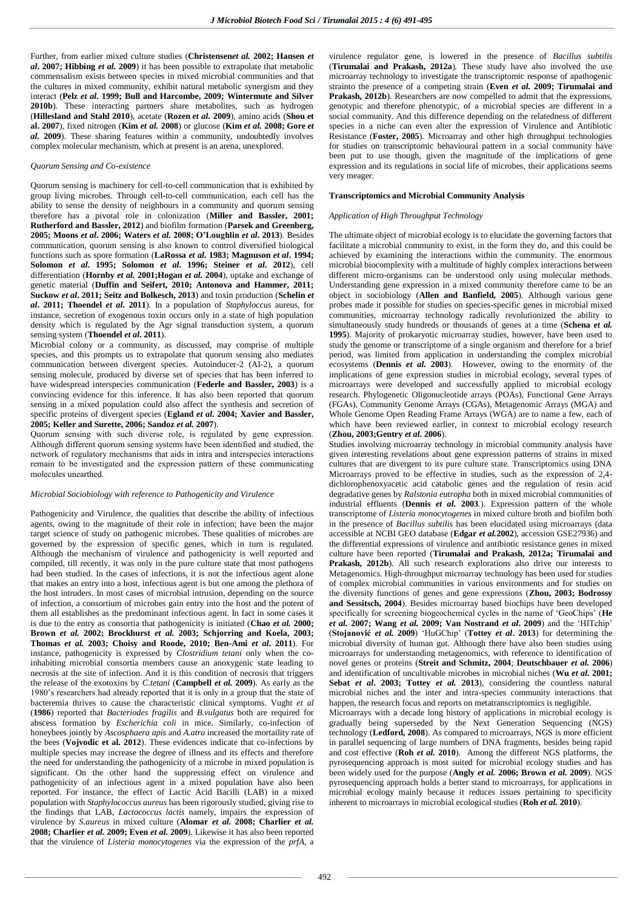Further, from earlier mixed culture studies (**Christensen*et al.* 2002; Hansen *et al*. 2007; Hibbing *et al.* 2009**) it has been possible to extrapolate that metabolic commensalism exists between species in mixed microbial communities and that the cultures in mixed community, exhibit natural metabolic synergism and they interact (**Pelz *et al.* 1999; Bull and Harcombe, 2009; Wintermute and Silver 2010b**). These interacting partners share metabolites, such as hydrogen (**Hillesland and Stahl 2010**), acetate (**Rozen *et al*. 2009**), amino acids (**Shou et al. 2007**), fixed nitrogen (**Kim *et al.* 2008**) or glucose (**Kim *et al.* 2008; Gore *et al.* 2009**). These sharing features within a community, undoubtedly involves complex molecular mechanism, which at present is an arena, unexplored.

### *Quorum Sensing and Co-existence*

Quorum sensing is machinery for cell-to-cell communication that is exhibited by group living microbes. Through cell-to-cell communication, each cell has the ability to sense the density of neighbours in a community and quorum sensing therefore has a pivotal role in colonization (**Miller and Bassler, 2001; Rutherford and Bassler, 2012**) and biofilm formation (**Parsek and Greenberg, 2005; Moons *et al*. 2006; Waters *et al*. 2008; O'Loughlin *et al*. 2013**). Besides communication, quorum sensing is also known to control diversified biological functions such as spore formation (**LaRossa *et al*. 1983; Magnuson *et al*. 1994; Solomon *et al*. 1995; Solomon *et al*. 1996; Steiner *et al*. 2012**), cell differentiation (**Hornby *et al.* 2001;Hogan *et al.* 2004**), uptake and exchange of genetic material (**Duffin and Seifert, 2010; Antonova and Hammer, 2011; Suckow *et al*. 2011; Seitz and Bolkesch, 2013**) and toxin production (**Schelin *et al*. 2011; Thoendel *et al*. 2011**). In a population of *Staphyloccus* aureus, for instance, secretion of exogenous toxin occurs only in a state of high population density which is regulated by the Agr signal transduction system, a quorum sensing system (**Thoendel *et al*. 2011**).

Microbial colony or a community, as discussed, may comprise of multiple species, and this prompts us to extrapolate that quorum sensing also mediates communication between divergent species. Autoinducer-2 (AI-2), a quorum sensing molecule, produced by diverse set of species that has been inferred to have widespread interspecies communication (**Federle and Bassler, 2003**) is a convincing evidence for this inference. It has also been reported that quorum sensing in a mixed population could also affect the synthesis and secretion of specific proteins of divergent species (**Egland *et al*. 2004; Xavier and Bassler, 2005; Keller and Surette, 2006; Sandoz *et al.* 2007**).

Quorum sensing with such diverse role, is regulated by gene expression. Although different quorum sensing systems have been identified and studied, the network of regulatory mechanisms that aids in intra and interspecies interactions remain to be investigated and the expression pattern of these communicating molecules unearthed.

### *Microbial Sociobiology with reference to Pathogenicity and Virulence*

Pathogenicity and Virulence, the qualities that describe the ability of infectious agents, owing to the magnitude of their role in infection; have been the major target science of study on pathogenic microbes. These qualities of microbes are governed by the expression of specific genes, which in turn is regulated. Although the mechanism of virulence and pathogenicity is well reported and compiled, till recently, it was only in the pure culture state that most pathogens had been studied. In the cases of infections, it is not the infectious agent alone that makes an entry into a host, infectious agent is but one among the plethora of the host intruders. In most cases of microbial intrusion, depending on the source of infection, a consortium of microbes gain entry into the host and the potent of them all establishes as the predominant infectious agent. In fact in some cases it is due to the entry as consortia that pathogenicity is initiated (**Chao *et al.* 2000; Brown *et al.* 2002; Brockhurst *et al.* 2003; Schjorring and Koela, 2003; Thomas *et al.* 2003; Choisy and Roode, 2010; Ben-Ami *et al*. 2011**). For instance, pathogenicity is expressed by *Clostridium tetani* only when the co-inhabiting microbial consortia members cause an anoxygenic state leading to necrosis at the site of infection. And it is this condition of necrosis that triggers the release of the exotoxins by *C.tetani* (**Campbell *et al.* 2009**). As early as the 1980's researchers had already reported that it is only in a group that the state of bacteremia thrives to cause the characteristic clinical symptoms. Vught *et al* (**1986**) reported that *Bacteriodes fragilis* and *B.vulgatus* both are required for abscess formation by *Escherichia coli* in mice. Similarly, co-infection of honeybees jointly by *Ascosphaera apis* and *A.atra* increased the mortality rate of the bees (**Vojvodic et al. 2012**). These evidences indicate that co-infections by multiple species may increase the degree of illness and its effects and therefore the need for understanding the pathogenicity of a microbe in mixed population is significant. On the other hand the suppressing effect on virulence and pathogenicity of an infectious agent in a mixed population have also been reported. For instance, the effect of Lactic Acid Bacilli (LAB) in a mixed population with *Staphylococcus aureus* has been rigorously studied, giving rise to the findings that LAB, *Lactococcus lactis* namely, impairs the expression of virulence by *S.aureus* in mixed culture (**Alomar *et al.* 2008; Charlier *et al.* 2008; Charlier *et al.* 2009; Even *et al.* 2009**). Likewise it has also been reported that the virulence of *Listeria monocytogenes* via the expression of the *prfA*, a virulence regulator gene, is lowered in the presence of *Bacillus subtilis* (**Tirumalai and Prakash, 2012a**). These study have also involved the use microarray technology to investigate the transcriptomic response of apathogenic strainto the presence of a competing strain (**Even *et al.* 2009; Tirumalai and Prakash, 2012b**). Researchers are now compelled to admit that the expressions, genotypic and therefore phenotypic, of a microbial species are different in a social community. And this difference depending on the relatedness of different species in a niche can even alter the expression of Virulence and Antibiotic Resistance (**Foster, 2005**). Microarray and other high throughput technologies for studies on transcriptomic behavioural pattern in a social community have been put to use though, given the magnitude of the implications of gene expression and its regulations in social life of microbes, their applications seems very meager.

### **Transcriptomics and Microbial Community Analysis**

### *Application of High Throughput Technology*

The ultimate object of microbial ecology is to elucidate the governing factors that facilitate a microbial community to exist, in the form they do, and this could be achieved by examining the interactions within the community. The enormous microbial biocomplexity with a multitude of highly complex interactions between different micro-organisms can be understood only using molecular methods. Understanding gene expression in a mixed community therefore came to be an object in sociobiology (**Allen and Banfield, 2005**). Although various gene probes made it possible for studies on species-specific genes in microbial mixed communities, microarray technology radically revolutionized the ability to simultaneously study hundreds or thousands of genes at a time (**Schena *et al.* 1995**). Majority of prokaryotic microarray studies, however, have been used to study the genome or transcriptome of a single organism and therefore for a brief period, was limited from application in understanding the complex microbial ecosystems (**Dennis *et al.* 2003**). However, owing to the enormity of the implications of gene expression studies in microbial ecology, several types of microarrays were developed and successfully applied to microbial ecology research. Phylogenetic Oligonucleotide arrays (POAs), Functional Gene Arrays (FGAs), Community Genome Arrays (CGAs), Metagenomic Arrays (MGA) and Whole Genome Open Reading Frame Arrays (WGA) are to name a few, each of which have been reviewed earlier, in context to microbial ecology research (**Zhou, 2003;Gentry *et al.* 2006**).

Studies involving microarray technology in microbial community analysis have given interesting revelations about gene expression patterns of strains in mixed cultures that are divergent to its pure culture state. Transcriptomics using DNA Microarrays proved to be effective in studies, such as the expression of 2,4-dichlorophenoxyacetic acid catabolic genes and the regulation of resin acid degradative genes by *Ralstonia eutropha* both in mixed microbial communities of industrial effluents (**Dennis *et al.* 2003**.). Expression pattern of the whole transcriptome of *Listeria monocytogenes* in mixed culture broth and biofilm both in the presence of *Bacillus subtilis* has been elucidated using microarrays (data accessible at NCBI GEO database (**Edgar *et al.*2002**), accession GSE27936) and the differential expressions of virulence and antibiotic resistance genes in mixed culture have been reported (**Tirumalai and Prakash, 2012a; Tirumalai and Prakash, 2012b**). All such research explorations also drive our interests to Metagenomics. High-throughput microarray technology has been used for studies of complex microbial communities in various environments and for studies on the diversity functions of genes and gene expressions (**Zhou, 2003; Bodrossy and Sessitsch, 2004**). Besides microarray based biochips have been developed specifically for screening biogeochemical cycles in the name of 'GeoChips' (**He *et al.* 2007; Wang *et al.* 2009; Van Nostrand *et al*. 2009**) and the 'HITchip' (**Stojanović *et al.* 2009**) 'HuGChip' (**Tottey *et al*. 2013**) for determining the microbial diversity of human gut. Although there have also been studies using microarrays for understanding metagenomics, with reference to identification of novel genes or proteins (**Streit and Schmitz, 2004**; **Deutschbauer *et al.* 2006**) and identification of uncultivable microbes in microbial niches (**Wu *et al.* 2001; Sebat *et al*. 2003; Tottey *et al.* 2013**), considering the countless natural microbial niches and the inter and intra-species community interactions that happen, the research focus and reports on metatranscriptomics is negligible.

Microarrays with a decade long history of applications in microbial ecology is gradually being superseded by the Next Generation Sequencing (NGS) technology (**Ledford, 2008**). As compared to microarrays, NGS is more efficient in parallel sequencing of large numbers of DNA fragments, besides being rapid and cost effective (**Roh *et al.* 2010**). Among the different NGS platforms, the pyrosequencing approach is most suited for microbial ecology studies and has been widely used for the purpose (**Angly *et al.* 2006; Brown *et al.* 2009**). NGS pyrosequencing approach holds a better stand to microarrays, for applications in microbial ecology mainly because it reduces issues pertaining to specificity inherent to microarrays in microbial ecological studies (**Roh *et al.* 2010**).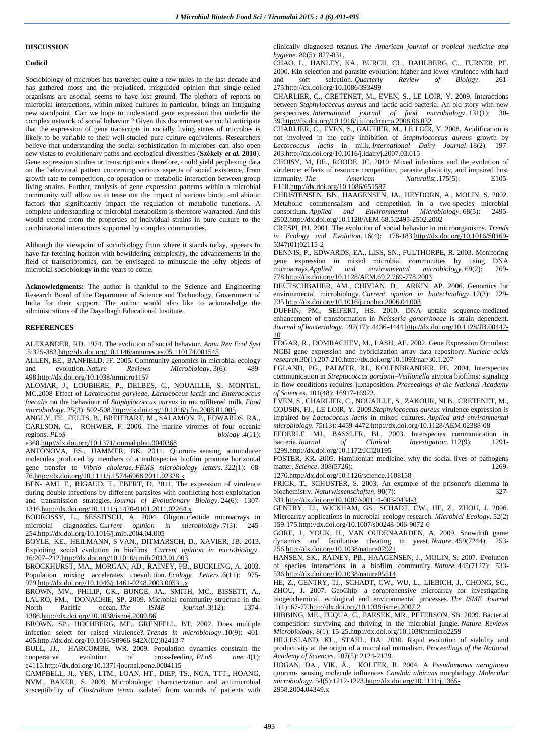## DISCUSSION

### Codicil

Sociobiology of microbes has traversed quite a few miles in the last decade and has gathered moss and the prejudiced, misguided opinion that single-celled organisms are asocial, seems to have lost ground. The plethora of reports on microbial interactions, within mixed cultures in particular, brings an intriguing new standpoint. Can we hope to understand gene expression that underlie the complex network of social behavior ? Given this discernment we could anticipate that the expression of gene transcripts in socially living states of microbes is likely to be variable to their well-studied pure culture equivalents. Researchers believe that understanding the social sophistication in microbes can also open new vistas to evolutionary paths and ecological diversities (**Székely *et al.* 2010**). Gene expression studies or transcriptomics therefore, could yield perplexing data on the behavioral pattern concerning various aspects of social existence, from growth rate to competition, co-operation or metabolic interaction between group living strains. Further, analysis of gene expression patterns within a microbial community will allow us to tease out the impact of various biotic and abiotic factors that significantly impact the regulation of metabolic functions. A complete understanding of microbial metabolism is therefore warranted. And this would extend from the properties of individual strains in pure culture to the combinatorial interactions supported by complex communities.

Although the viewpoint of sociobiology from where it stands today, appears to have far-fetching horizon with bewildering complexity, the advancements in the field of transcriptomics, can be envisaged to minuscule the lofty objects of microbial sociobiology in the years to come.

**Acknowledgments:** The author is thankful to the Science and Engineering Research Board of the Department of Science and Technology, Government of India for their support. The author would also like to acknowledge the administrations of the Dayalbagh Educational Institute.

## REFERENCES

ALEXANDER, RD. 1974. The evolution of social behavior. *Annu Rev Ecol Syst* .5:325-383.http://dx.doi.org/10.1146/annurev.es.05.110174.001545

ALLEN, EE., BANFIELD, JF. 2005. Community genomics in microbial ecology and evolution. *Nature Reviews Microbiology*. 3(6): 489-498.http://dx.doi.org/10.1038/nrmicro1157

ALOMAR, J., LOUBIERE, P., DELBES, C., NOUAILLE, S., MONTEL, MC.2008 Effect of *Lactococcus garvieae*, *Lactococcus lactis* and *Enterococcus faecalis* on the behaviour of *Staphylococcus aureus* in microfiltered milk. *Food microbiology*. 25(3): 502-508.http://dx.doi.org/10.1016/j.fm.2008.01.005

ANGLY, FE., FELTS, B., BREITBART, M., SALAMON, P., EDWARDS, RA., CARLSON, C., ROHWER, F. 2006. The marine viromes of four oceanic regions. *PLoS biology* .4(11): e368.http://dx.doi.org/10.1371/journal.pbio.0040368

ANTONOVA, ES., HAMMER, BK. 2011. Quorum- sensing autoinducer molecules produced by members of a multispecies biofilm promote horizontal gene transfer to *Vibrio cholerae*. *FEMS microbiology letters*. 322(1): 68-76.http://dx.doi.org/10.1111/j.1574-6968.2011.02328.x

BEN- AMI, F., RIGAUD, T., EBERT, D. 2011. The expression of virulence during double infections by different parasites with conflicting host exploitation and transmission strategies. *Journal of Evolutionary Biology*. 24(6): 1307-1316.http://dx.doi.org/10.1111/j.1420-9101.2011.02264.x

BODROSSY, L., SESSITSCH, A. 2004. Oligonucleotide microarrays in microbial diagnostics. *Current opinion in microbiology* .7(3): 245-254.http://dx.doi.org/10.1016/j.mib.2004.04.005

BOYLE, KE., HEILMANN, S VAN., DITMARSCH, D., XAVIER, JB. 2013. Exploiting social evolution in biofilms. *Current opinion in microbiology* . 16:207–212.http://dx.doi.org/10.1016/j.mib.2013.01.003

BROCKHURST, MA., MORGAN, AD., RAINEY, PB., BUCKLING, A. 2003. Population mixing accelerates coevolution. *Ecology Letters* .6(11): 975-979.http://dx.doi.org/10.1046/j.1461-0248.2003.00531.x

BROWN, MV., PHILIP, GK., BUNGE, JA., SMITH, MC., BISSETT, A., LAURO, FM., DONACHIE, SP. 2009. Microbial community structure in the North Pacific ocean. *The ISME journal* .3(12): 1374-1386.http://dx.doi.org/10.1038/ismej.2009.86

BROWN, SP., HOCHBERG, ME., GRENFELL, BT. 2002. Does multiple infection select for raised virulence?. *Trends in microbiology* .10(9): 401-405.http://dx.doi.org/10.1016/S0966-842X(02)02413-7

BULL, JJ., HARCOMBE, WR. 2009. Population dynamics constrain the cooperative evolution of cross-feeding. *PLoS one.* 4(1): e4115.http://dx.doi.org/10.1371/journal.pone.0004115

CAMPBELL, JI., YEN, LTM., LOAN, HT., DIEP, TS., NGA, TTT., HOANG, NVM., BAKER, S. 2009. Microbiologic characterization and antimicrobial susceptibility of *Clostridium tetani* isolated from wounds of patients with clinically diagnosed tetanus. *The American journal of tropical medicine and hygiene*. 80(5): 827-831.

CHAO, L., HANLEY, KA., BURCH, CL., DAHLBERG, C., TURNER, PE. 2000. Kin selection and parasite evolution: higher and lower virulence with hard and soft selection. *Quarterly Review of Biology*. 261-275.http://dx.doi.org/10.1086/393499

CHARLIER, C., CRETENET, M., EVEN, S., LE LOIR, Y. 2009. Interactions between *Staphylococcus aureus* and lactic acid bacteria: An old story with new perspectives. *International journal of food microbiology*. 131(1): 30-39.http://dx.doi.org/10.1016/j.ijfoodmicro.2008.06.032

CHARLIER, C., EVEN, S., GAUTIER, M., LE LOIR, Y. 2008. Acidification is not involved in the early inhibition of *Staphylococcus aureus* growth by *Lactococcus lactis* in milk. *International Dairy Journal*. 18(2): 197-203.http://dx.doi.org/10.1016/j.idairyj.2007.03.015

CHOISY, M, DE., ROODE, JC. 2010. Mixed infections and the evolution of virulence: effects of resource competition, parasite plasticity, and impaired host immunity. *The American Naturalist* .175(5): E105-E118.http://dx.doi.org/10.1086/651587

CHRISTENSEN, BB., HAAGENSEN, JA., HEYDORN, A., MOLIN, S. 2002. Metabolic commensalism and competition in a two-species microbial consortium. *Applied and Environmental Microbiology*. 68(5): 2495-2502.http://dx.doi.org/10.1128/AEM.68.5.2495-2502.2002

CRESPI, BJ. 2001. The evolution of social behavior in microorganisms. *Trends in Ecology and Evolution*. 16(4): 178-183.http://dx.doi.org/10.1016/S0169-5347(01)02115-2

DENNIS, P., EDWARDS, EA., LISS, SN., FULTHORPE, R. 2003. Monitoring gene expression in mixed microbial communities by using DNA microarrays.*Applied and environmental microbiology*. 69(2): 769-778.http://dx.doi.org/10.1128/AEM.69.2.769-778.2003

DEUTSCHBAUER, AM., CHIVIAN, D., ARKIN, AP. 2006. Genomics for environmental microbiology. *Current opinion in biotechnology*. 17(3): 229-235.http://dx.doi.org/10.1016/j.copbio.2006.04.003

DUFFIN, PM., SEIFERT, HS. 2010. DNA uptake sequence-mediated enhancement of transformation in *Neisseria gonorrhoeae* is strain dependent. *Journal of bacteriology*. 192(17): 4436-4444.http://dx.doi.org/10.1128/JB.00442-10

EDGAR, R., DOMRACHEV, M., LASH, AE. 2002. Gene Expression Omnibus: NCBI gene expression and hybridization array data repository. *Nucleic acids research*.30(1):207-210.http://dx.doi.org/10.1093/nar/30.1.207

EGLAND, PG., PALMER, RJ., KOLENBRANDER, PE. 2004. Interspecies communication in *Streptococcus gordonii–Veillonella* atypica biofilms: signaling in flow conditions requires juxtaposition. *Proceedings of the National Academy of Sciences*. 101(48): 16917-16922.

EVEN, S., CHARLIER, C., NOUAILLE, S., ZAKOUR, NLB., CRETENET, M., COUSIN, FJ., LE LOIR, Y. 2009.*Staphylococcus aureus* virulence expression is impaired by *Lactococcus lactis* in mixed cultures. *Applied and environmental microbiology*. 75(13): 4459-4472.http://dx.doi.org/10.1128/AEM.02388-08

FEDERLE, MJ., BASSLER, BL. 2003. Interspecies communication in bacteria.*Journal of Clinical Investigation*. 112(9): 1291-1299.http://dx.doi.org/10.1172/JCI20195

FOSTER, KR. 2005. Hamiltonian medicine: why the social lives of pathogens matter. *Science*. 308(5726): 1269-1270.http://dx.doi.org/10.1126/science.1108158

FRICK, T., SCHUSTER, S. 2003. An example of the prisoner's dilemma in biochemistry. *Naturwissenschaften*. 90(7): 327-331.http://dx.doi.org/10.1007/s00114-003-0434-3

GENTRY, TJ., WICKHAM, GS., SCHADT, CW., HE, Z., ZHOU, J. 2006. Microarray applications in microbial ecology research. *Microbial Ecology*. 52(2) 159-175.http://dx.doi.org/10.1007/s00248-006-9072-6

GORE, J., YOUK, H., VAN OUDENAARDEN, A. 2009. Snowdrift game dynamics and facultative cheating in yeast. *Nature*. 459(7244): 253-256.http://dx.doi.org/10.1038/nature07921

HANSEN, SK., RAINEY, PB., HAAGENSEN, J., MOLIN, S. 2007. Evolution of species interactions in a biofilm community. *Nature*. 445(7127): 533-536.http://dx.doi.org/10.1038/nature05514

HE, Z., GENTRY, TJ., SCHADT, CW., WU, L., LIEBICH, J., CHONG, SC., ZHOU, J. 2007. GeoChip: a comprehensive microarray for investigating biogeochemical, ecological and environmental processes. *The ISME Journal* .1(1): 67-77.http://dx.doi.org/10.1038/ismej.2007.2

HIBBING, ME., FUQUA, C., PARSEK, MR., PETERSON, SB. 2009. Bacterial competition: surviving and thriving in the microbial jungle. *Nature Reviews Microbiology*. 8(1): 15-25.http://dx.doi.org/10.1038/nrmicro2259

HILLESLAND, KL., STAHL, DA. 2010. Rapid evolution of stability and productivity at the origin of a microbial mutualism. *Proceedings of the National Academy of Sciences*. 107(5): 2124-2129.

HOGAN, DA., VIK, Å., KOLTER, R. 2004. A *Pseudomonas aeruginosa* quorum- sensing molecule influences *Candida albicans* morphology. *Molecular microbiology*. 54(5):1212-1223.http://dx.doi.org/10.1111/j.1365-2958.2004.04349.x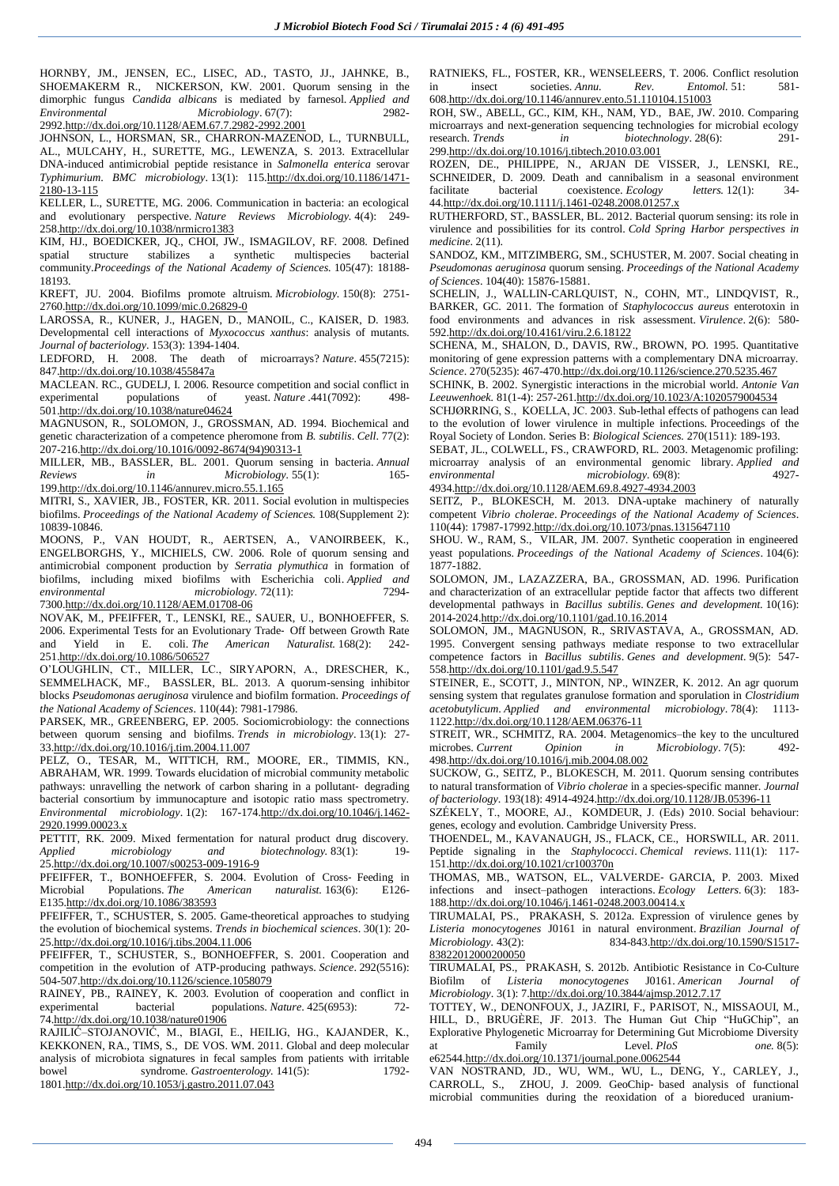HORNBY, JM., JENSEN, EC., LISEC, AD., TASTO, JJ., JAHNKE, B., SHOEMAKERM R., NICKERSON, KW. 2001. Quorum sensing in the dimorphic fungus *Candida albicans* is mediated by farnesol. *Applied and Environmental Microbiology*. 67(7): 2982-2992.http://dx.doi.org/10.1128/AEM.67.7.2982-2992.2001

JOHNSON, L., HORSMAN, SR., CHARRON-MAZENOD, L., TURNBULL, AL., MULCAHY, H., SURETTE, MG., LEWENZA, S. 2013. Extracellular DNA-induced antimicrobial peptide resistance in *Salmonella enterica* serovar *Typhimurium*. *BMC microbiology*. 13(1): 115.http://dx.doi.org/10.1186/1471-2180-13-115

KELLER, L., SURETTE, MG. 2006. Communication in bacteria: an ecological and evolutionary perspective. *Nature Reviews Microbiology*. 4(4): 249-258.http://dx.doi.org/10.1038/nrmicro1383

KIM, HJ., BOEDICKER, JQ., CHOI, JW., ISMAGILOV, RF. 2008. Defined spatial structure stabilizes a synthetic multispecies bacterial community.*Proceedings of the National Academy of Sciences*. 105(47): 18188-18193.

KREFT, JU. 2004. Biofilms promote altruism. *Microbiology*. 150(8): 2751-2760.http://dx.doi.org/10.1099/mic.0.26829-0

LAROSSA, R., KUNER, J., HAGEN, D., MANOIL, C., KAISER, D. 1983. Developmental cell interactions of *Myxococcus xanthus*: analysis of mutants. *Journal of bacteriology*. 153(3): 1394-1404.

LEDFORD, H. 2008. The death of microarrays? *Nature*. 455(7215): 847.http://dx.doi.org/10.1038/455847a

MACLEAN. RC., GUDELJ, I. 2006. Resource competition and social conflict in experimental populations of yeast. *Nature* .441(7092): 498-501.http://dx.doi.org/10.1038/nature04624

MAGNUSON, R., SOLOMON, J., GROSSMAN, AD. 1994. Biochemical and genetic characterization of a competence pheromone from *B. subtilis*. *Cell*. 77(2): 207-216.http://dx.doi.org/10.1016/0092-8674(94)90313-1

MILLER, MB., BASSLER, BL. 2001. Quorum sensing in bacteria. *Annual Reviews in Microbiology*. 55(1): 165-199.http://dx.doi.org/10.1146/annurev.micro.55.1.165

MITRI, S., XAVIER, JB., FOSTER, KR. 2011. Social evolution in multispecies biofilms. *Proceedings of the National Academy of Sciences*. 108(Supplement 2): 10839-10846.

MOONS, P., VAN HOUDT, R., AERTSEN, A., VANOIRBEEK, K., ENGELBORGHS, Y., MICHIELS, CW. 2006. Role of quorum sensing and antimicrobial component production by *Serratia plymuthica* in formation of biofilms, including mixed biofilms with Escherichia coli. *Applied and environmental microbiology*. 72(11): 7294-7300.http://dx.doi.org/10.1128/AEM.01708-06

NOVAK, M., PFEIFFER, T., LENSKI, RE., SAUER, U., BONHOEFFER, S. 2006. Experimental Tests for an Evolutionary Trade- Off between Growth Rate and Yield in E. coli. *The American Naturalist*. 168(2): 242-251.http://dx.doi.org/10.1086/506527

O'LOUGHLIN, CT., MILLER, LC., SIRYAPORN, A., DRESCHER, K., SEMMELHACK, MF., BASSLER, BL. 2013. A quorum-sensing inhibitor blocks *Pseudomonas aeruginosa* virulence and biofilm formation. *Proceedings of the National Academy of Sciences*. 110(44): 7981-17986.

PARSEK, MR., GREENBERG, EP. 2005. Sociomicrobiology: the connections between quorum sensing and biofilms. *Trends in microbiology*. 13(1): 27-33.http://dx.doi.org/10.1016/j.tim.2004.11.007

PELZ, O., TESAR, M., WITTICH, RM., MOORE, ER., TIMMIS, KN., ABRAHAM, WR. 1999. Towards elucidation of microbial community metabolic pathways: unravelling the network of carbon sharing in a pollutant- degrading bacterial consortium by immunocapture and isotopic ratio mass spectrometry. *Environmental microbiology*. 1(2): 167-174.http://dx.doi.org/10.1046/j.1462-2920.1999.00023.x

PETTIT, RK. 2009. Mixed fermentation for natural product drug discovery. *Applied microbiology and biotechnology*. 83(1): 19-25.http://dx.doi.org/10.1007/s00253-009-1916-9

PFEIFFER, T., BONHOEFFER, S. 2004. Evolution of Cross- Feeding in Microbial Populations. *The American naturalist*. 163(6): E126-E135.http://dx.doi.org/10.1086/383593

PFEIFFER, T., SCHUSTER, S. 2005. Game-theoretical approaches to studying the evolution of biochemical systems. *Trends in biochemical sciences*. 30(1): 20-25.http://dx.doi.org/10.1016/j.tibs.2004.11.006

PFEIFFER, T., SCHUSTER, S., BONHOEFFER, S. 2001. Cooperation and competition in the evolution of ATP-producing pathways. *Science*. 292(5516): 504-507.http://dx.doi.org/10.1126/science.1058079

RAINEY, PB., RAINEY, K. 2003. Evolution of cooperation and conflict in experimental bacterial populations. *Nature*. 425(6953): 72-74.http://dx.doi.org/10.1038/nature01906

RAJILIĆ–STOJANOVIĆ, M., BIAGI, E., HEILIG, HG., KAJANDER, K., KEKKONEN, RA., TIMS, S., DE VOS. WM. 2011. Global and deep molecular analysis of microbiota signatures in fecal samples from patients with irritable bowel syndrome. *Gastroenterology*. 141(5): 1792-1801.http://dx.doi.org/10.1053/j.gastro.2011.07.043

RATNIEKS, FL., FOSTER, KR., WENSELEERS, T. 2006. Conflict resolution in insect societies. *Annu. Rev. Entomol.* 51: 581-608.http://dx.doi.org/10.1146/annurev.ento.51.110104.151003

ROH, SW., ABELL, GC., KIM, KH., NAM, YD., BAE, JW. 2010. Comparing microarrays and next-generation sequencing technologies for microbial ecology research. *Trends in biotechnology*. 28(6): 291-299.http://dx.doi.org/10.1016/j.tibtech.2010.03.001

ROZEN, DE., PHILIPPE, N., ARJAN DE VISSER, J., LENSKI, RE., SCHNEIDER, D. 2009. Death and cannibalism in a seasonal environment facilitate bacterial coexistence. *Ecology letters*. 12(1): 34-44.http://dx.doi.org/10.1111/j.1461-0248.2008.01257.x

RUTHERFORD, ST., BASSLER, BL. 2012. Bacterial quorum sensing: its role in virulence and possibilities for its control. *Cold Spring Harbor perspectives in medicine*. 2(11).

SANDOZ, KM., MITZIMBERG, SM., SCHUSTER, M. 2007. Social cheating in *Pseudomonas aeruginosa* quorum sensing. *Proceedings of the National Academy of Sciences*. 104(40): 15876-15881.

SCHELIN, J., WALLIN-CARLQUIST, N., COHN, MT., LINDQVIST, R., BARKER, GC. 2011. The formation of *Staphylococcus aureus* enterotoxin in food environments and advances in risk assessment. *Virulence*. 2(6): 580-592.http://dx.doi.org/10.4161/viru.2.6.18122

SCHENA, M., SHALON, D., DAVIS, RW., BROWN, PO. 1995. Quantitative monitoring of gene expression patterns with a complementary DNA microarray. *Science*. 270(5235): 467-470.http://dx.doi.org/10.1126/science.270.5235.467

SCHINK, B. 2002. Synergistic interactions in the microbial world. *Antonie Van Leeuwenhoek*. 81(1-4): 257-261.http://dx.doi.org/10.1023/A:1020579004534

SCHJØRRING, S., KOELLA, JC. 2003. Sub-lethal effects of pathogens can lead to the evolution of lower virulence in multiple infections. Proceedings of the Royal Society of London. Series B: *Biological Sciences*. 270(1511): 189-193.

SEBAT, JL., COLWELL, FS., CRAWFORD, RL. 2003. Metagenomic profiling: microarray analysis of an environmental genomic library. *Applied and environmental microbiology*. 69(8): 4927-4934.http://dx.doi.org/10.1128/AEM.69.8.4927-4934.2003

SEITZ, P., BLOKESCH, M. 2013. DNA-uptake machinery of naturally competent *Vibrio cholerae*. *Proceedings of the National Academy of Sciences*. 110(44): 17987-17992.http://dx.doi.org/10.1073/pnas.1315647110

SHOU. W., RAM, S., VILAR, JM. 2007. Synthetic cooperation in engineered yeast populations. *Proceedings of the National Academy of Sciences*. 104(6): 1877-1882.

SOLOMON, JM., LAZAZZERA, BA., GROSSMAN, AD. 1996. Purification and characterization of an extracellular peptide factor that affects two different developmental pathways in *Bacillus subtilis*. *Genes and development*. 10(16): 2014-2024.http://dx.doi.org/10.1101/gad.10.16.2014

SOLOMON, JM., MAGNUSON, R., SRIVASTAVA, A., GROSSMAN, AD. 1995. Convergent sensing pathways mediate response to two extracellular competence factors in *Bacillus subtilis*. *Genes and development*. 9(5): 547-558.http://dx.doi.org/10.1101/gad.9.5.547

STEINER, E., SCOTT, J., MINTON, NP., WINZER, K. 2012. An agr quorum sensing system that regulates granulose formation and sporulation in *Clostridium acetobutylicum*. *Applied and environmental microbiology*. 78(4): 1113-1122.http://dx.doi.org/10.1128/AEM.06376-11

STREIT, WR., SCHMITZ, RA. 2004. Metagenomics–the key to the uncultured microbes. *Current Opinion in Microbiology*. 7(5): 492-498.http://dx.doi.org/10.1016/j.mib.2004.08.002

SUCKOW, G., SEITZ, P., BLOKESCH, M. 2011. Quorum sensing contributes to natural transformation of *Vibrio cholerae* in a species-specific manner. *Journal of bacteriology*. 193(18): 4914-4924.http://dx.doi.org/10.1128/JB.05396-11

SZÉKELY, T., MOORE, AJ., KOMDEUR, J. (Eds) 2010. Social behaviour: genes, ecology and evolution. Cambridge University Press.

THOENDEL, M., KAVANAUGH, JS., FLACK, CE., HORSWILL, AR. 2011. Peptide signaling in the *Staphylococci*. *Chemical reviews*. 111(1): 117-151.http://dx.doi.org/10.1021/cr100370n

THOMAS, MB., WATSON, EL., VALVERDE- GARCIA, P. 2003. Mixed infections and insect–pathogen interactions. *Ecology Letters*. 6(3): 183-188.http://dx.doi.org/10.1046/j.1461-0248.2003.00414.x

TIRUMALAI, PS., PRAKASH, S. 2012a. Expression of virulence genes by *Listeria monocytogenes* J0161 in natural environment. *Brazilian Journal of Microbiology*. 43(2): 834-843.http://dx.doi.org/10.1590/S1517-83822012000200050

TIRUMALAI, PS., PRAKASH, S. 2012b. Antibiotic Resistance in Co-Culture Biofilm of *Listeria monocytogenes* J0161. *American Journal of Microbiology*. 3(1): 7.http://dx.doi.org/10.3844/ajmsp.2012.7.17

TOTTEY, W., DENONFOUX, J., JAZIRI, F., PARISOT, N., MISSAOUI, M., HILL, D., BRUGÈRE, JF. 2013. The Human Gut Chip "HuGChip", an Explorative Phylogenetic Microarray for Determining Gut Microbiome Diversity at Family Level. *PloS one*. 8(5): e62544.http://dx.doi.org/10.1371/journal.pone.0062544

VAN NOSTRAND, JD., WU, WM., WU, L., DENG, Y., CARLEY, J., CARROLL, S., ZHOU, J. 2009. GeoChip- based analysis of functional microbial communities during the reoxidation of a bioreduced uranium-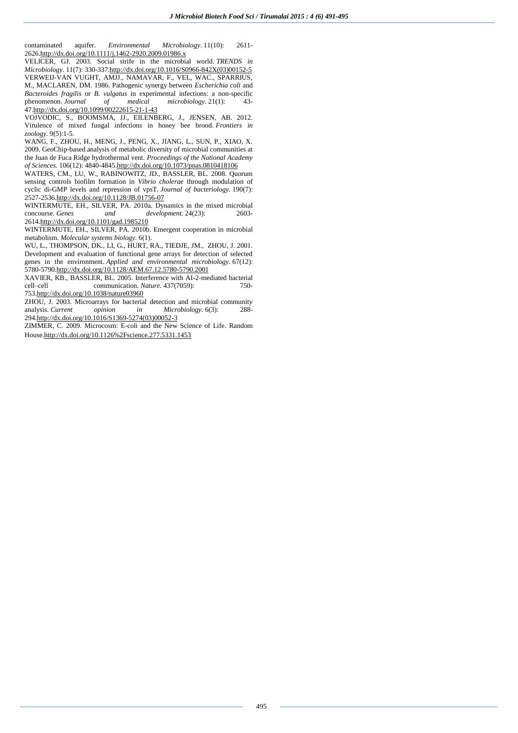contaminated aquifer. *Environmental Microbiology*. 11(10): 2611-2626.http://dx.doi.org/10.1111/j.1462-2920.2009.01986.x

VELICER, GJ. 2003. Social strife in the microbial world. *TRENDS in Microbiology*. 11(7): 330-337.http://dx.doi.org/10.1016/S0966-842X(03)00152-5

VERWEIJ-VAN VUGHT, AMJJ., NAMAVAR, F., VEL, WAC., SPARRIUS, M., MACLAREN, DM. 1986. Pathogenic synergy between *Escherichia coli* and *Bacteroides fragilis* or *B. vulgatus* in experimental infections: a non-specific phenomenon. *Journal of medical microbiology*. 21(1): 43-47.http://dx.doi.org/10.1099/00222615-21-1-43

VOJVODIC, S., BOOMSMA, JJ., EILENBERG, J., JENSEN, AB. 2012. Virulence of mixed fungal infections in honey bee brood. *Frontiers in zoology*. 9(5):1-5.

WANG, F., ZHOU, H., MENG, J., PENG, X., JIANG, L., SUN, P., XIAO, X. 2009. GeoChip-based analysis of metabolic diversity of microbial communities at the Juan de Fuca Ridge hydrothermal vent. *Proceedings of the National Academy of Sciences*. 106(12): 4840-4845.http://dx.doi.org/10.1073/pnas.0810418106

WATERS, CM., LU, W., RABINOWITZ, JD., BASSLER, BL. 2008. Quorum sensing controls biofilm formation in *Vibrio cholerae* through modulation of cyclic di-GMP levels and repression of vpsT. *Journal of bacteriology*. 190(7): 2527-2536.http://dx.doi.org/10.1128/JB.01756-07

WINTERMUTE, EH., SILVER, PA. 2010a. Dynamics in the mixed microbial concourse. *Genes and development*. 24(23): 2603-2614.http://dx.doi.org/10.1101/gad.1985210

WINTERMUTE, EH., SILVER, PA. 2010b. Emergent cooperation in microbial metabolism. *Molecular systems biology*. 6(1).

WU, L., THOMPSON, DK., LI, G., HURT, RA., TIEDJE, JM., ZHOU, J. 2001. Development and evaluation of functional gene arrays for detection of selected genes in the environment. *Applied and environmental microbiology*. 67(12): 5780-5790.http://dx.doi.org/10.1128/AEM.67.12.5780-5790.2001

XAVIER, KB., BASSLER, BL. 2005. Interference with AI-2-mediated bacterial cell–cell communication. *Nature*. 437(7059): 750-753.http://dx.doi.org/10.1038/nature03960

ZHOU, J. 2003. Microarrays for bacterial detection and microbial community analysis. *Current opinion in Microbiology*. 6(3): 288-294.http://dx.doi.org/10.1016/S1369-5274(03)00052-3

ZIMMER, C. 2009. Microcosm: E-coli and the New Science of Life. Random House.http://dx.doi.org/10.1126%2Fscience.277.5331.1453